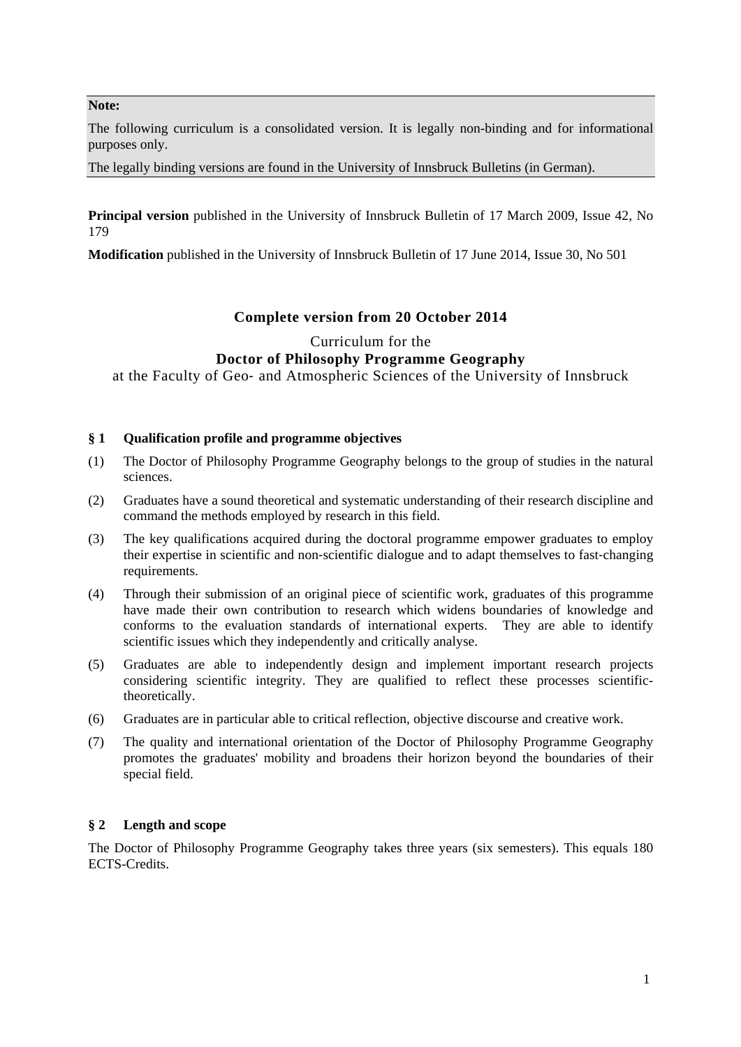**Note:**

The following curriculum is a consolidated version. It is legally non-binding and for informational purposes only.

The legally binding versions are found in the University of Innsbruck Bulletins (in German).

**Principal version** published in the University of Innsbruck Bulletin of 17 March 2009, Issue 42, No 179

**Modification** published in the University of Innsbruck Bulletin of 17 June 2014, Issue 30, No 501

**Complete version from 20 October 2014**

Curriculum for the

**Doctor of Philosophy Programme Geography**

at the Faculty of Geo- and Atmospheric Sciences of the University of Innsbruck

## § 1 Qualification profile and programme objectives

(1) The Doctor of Philosophy Programme Geography belongs to the group of studies in the natural sciences.

(2) Graduates have a sound theoretical and systematic understanding of their research discipline and command the methods employed by research in this field.

(3) The key qualifications acquired during the doctoral programme empower graduates to employ their expertise in scientific and non-scientific dialogue and to adapt themselves to fast-changing requirements.

(4) Through their submission of an original piece of scientific work, graduates of this programme have made their own contribution to research which widens boundaries of knowledge and conforms to the evaluation standards of international experts. They are able to identify scientific issues which they independently and critically analyse.

(5) Graduates are able to independently design and implement important research projects considering scientific integrity. They are qualified to reflect these processes scientific-theoretically.

(6) Graduates are in particular able to critical reflection, objective discourse and creative work.

(7) The quality and international orientation of the Doctor of Philosophy Programme Geography promotes the graduates' mobility and broadens their horizon beyond the boundaries of their special field.

## § 2 Length and scope

The Doctor of Philosophy Programme Geography takes three years (six semesters). This equals 180 ECTS-Credits.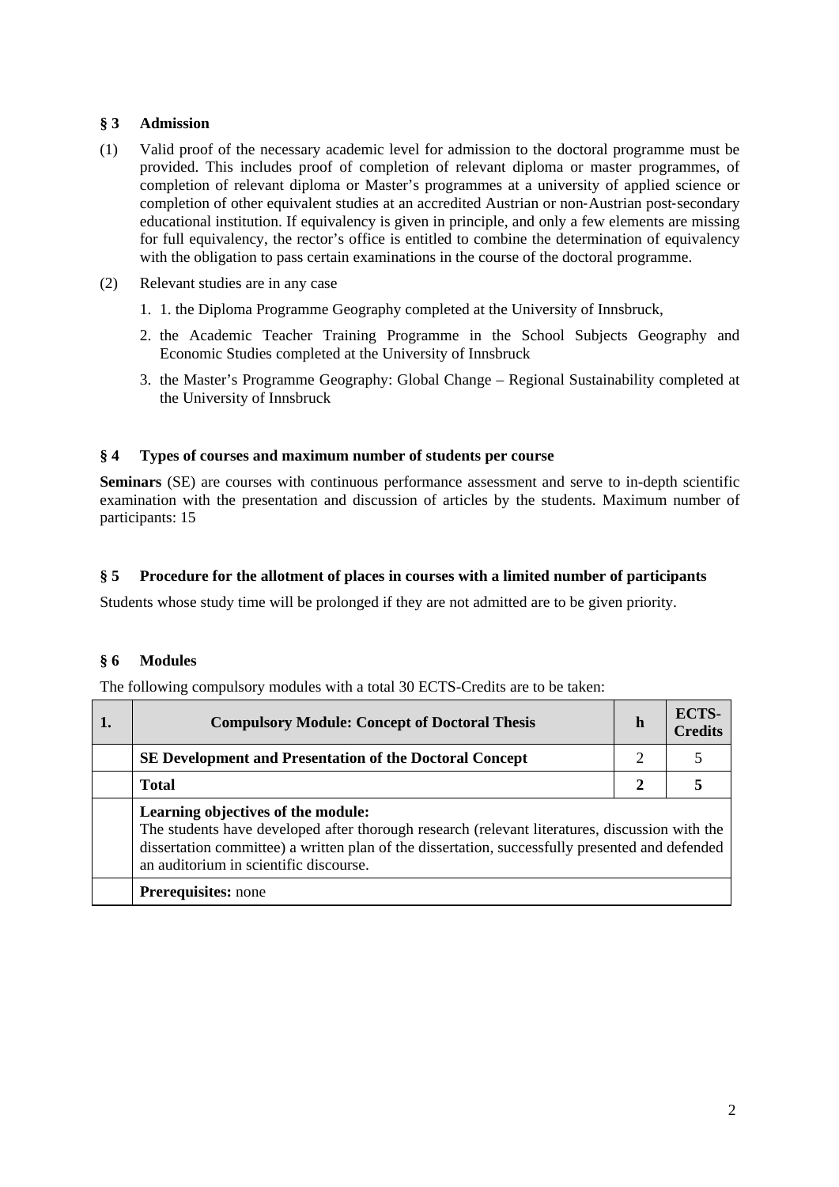## § 3 Admission

(1) Valid proof of the necessary academic level for admission to the doctoral programme must be provided. This includes proof of completion of relevant diploma or master programmes, of completion of relevant diploma or Master's programmes at a university of applied science or completion of other equivalent studies at an accredited Austrian or non-Austrian post-secondary educational institution. If equivalency is given in principle, and only a few elements are missing for full equivalency, the rector's office is entitled to combine the determination of equivalency with the obligation to pass certain examinations in the course of the doctoral programme.

(2) Relevant studies are in any case

1. 1. the Diploma Programme Geography completed at the University of Innsbruck,
2. the Academic Teacher Training Programme in the School Subjects Geography and Economic Studies completed at the University of Innsbruck
3. the Master's Programme Geography: Global Change – Regional Sustainability completed at the University of Innsbruck

## § 4 Types of courses and maximum number of students per course

**Seminars** (SE) are courses with continuous performance assessment and serve to in-depth scientific examination with the presentation and discussion of articles by the students. Maximum number of participants: 15

## § 5 Procedure for the allotment of places in courses with a limited number of participants

Students whose study time will be prolonged if they are not admitted are to be given priority.

## § 6 Modules

The following compulsory modules with a total 30 ECTS-Credits are to be taken:

| **1.** | **Compulsory Module: Concept of Doctoral Thesis** | **h** | **ECTS-Credits** |
|---|---|---|---|
| | **SE Development and Presentation of the Doctoral Concept** | 2 | 5 |
| | **Total** | **2** | **5** |
| | **Learning objectives of the module:** The students have developed after thorough research (relevant literatures, discussion with the dissertation committee) a written plan of the dissertation, successfully presented and defended an auditorium in scientific discourse. | | |
| | **Prerequisites:** none | | |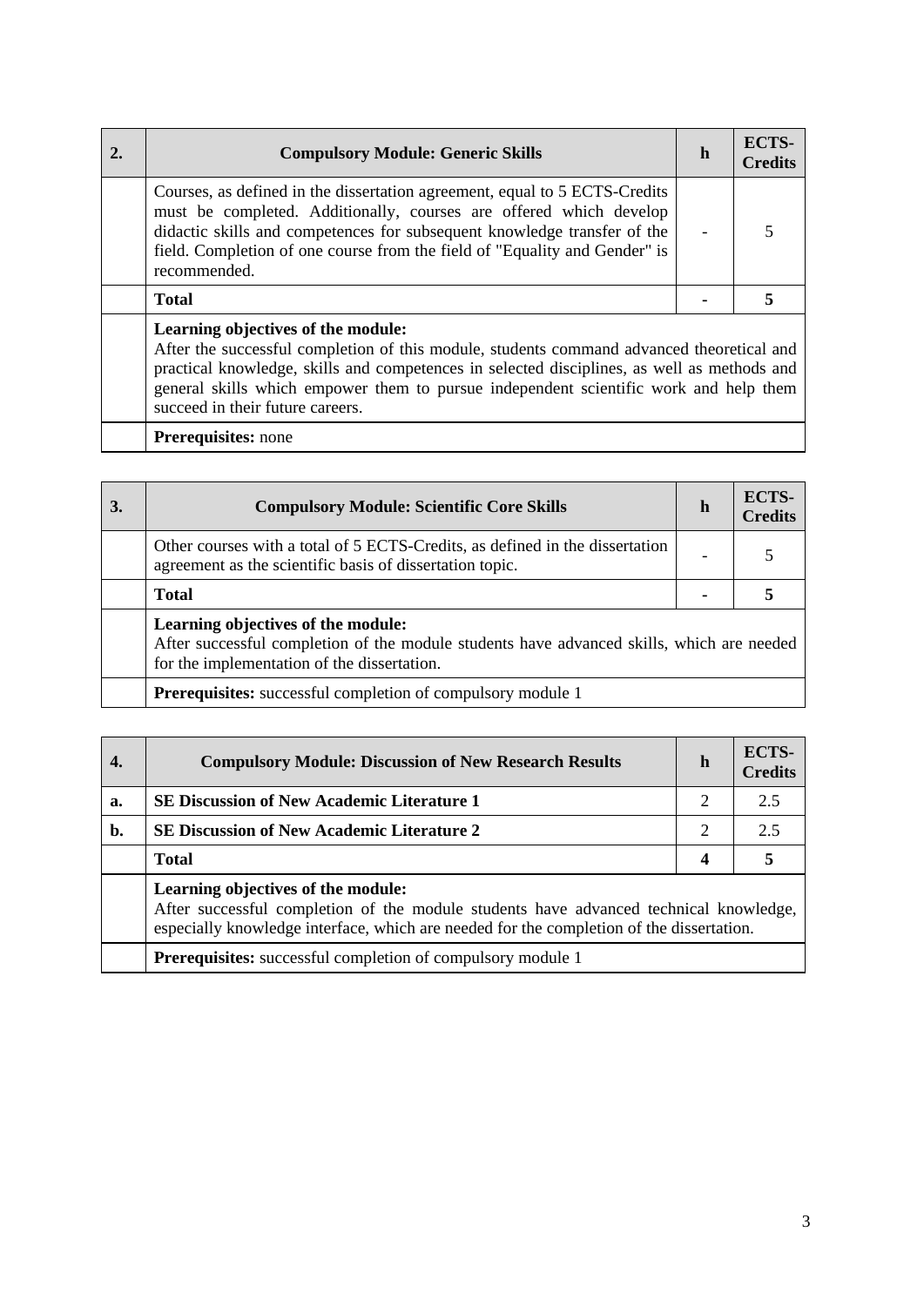| 2. | Compulsory Module: Generic Skills | h | ECTS-Credits |
|---|---|---|---|
| | Courses, as defined in the dissertation agreement, equal to 5 ECTS-Credits must be completed. Additionally, courses are offered which develop didactic skills and competences for subsequent knowledge transfer of the field. Completion of one course from the field of "Equality and Gender" is recommended. | - | 5 |
| | **Total** | **-** | **5** |
| | **Learning objectives of the module:** After the successful completion of this module, students command advanced theoretical and practical knowledge, skills and competences in selected disciplines, as well as methods and general skills which empower them to pursue independent scientific work and help them succeed in their future careers. | | |
| | **Prerequisites:** none | | |

| 3. | Compulsory Module: Scientific Core Skills | h | ECTS-Credits |
|---|---|---|---|
| | Other courses with a total of 5 ECTS-Credits, as defined in the dissertation agreement as the scientific basis of dissertation topic. | - | 5 |
| | **Total** | **-** | **5** |
| | **Learning objectives of the module:** After successful completion of the module students have advanced skills, which are needed for the implementation of the dissertation. | | |
| | **Prerequisites:** successful completion of compulsory module 1 | | |

| 4. | Compulsory Module: Discussion of New Research Results | h | ECTS-Credits |
|---|---|---|---|
| **a.** | **SE Discussion of New Academic Literature 1** | 2 | 2.5 |
| **b.** | **SE Discussion of New Academic Literature 2** | 2 | 2.5 |
| | **Total** | **4** | **5** |
| | **Learning objectives of the module:** After successful completion of the module students have advanced technical knowledge, especially knowledge interface, which are needed for the completion of the dissertation. | | |
| | **Prerequisites:** successful completion of compulsory module 1 | | |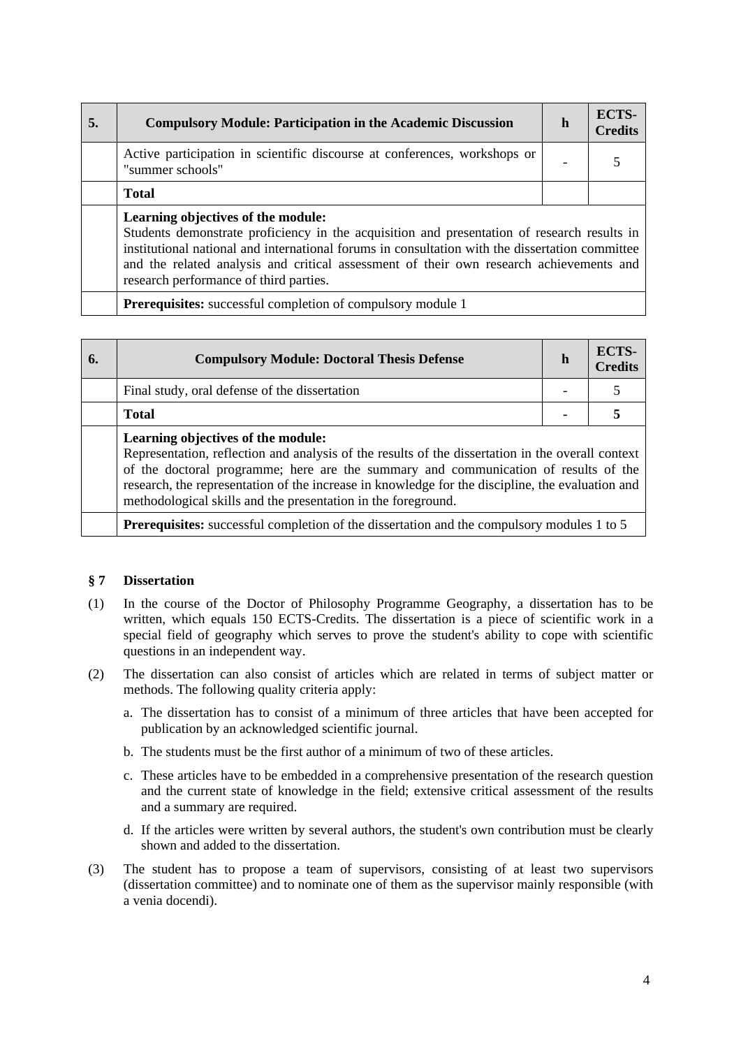| 5. | Compulsory Module: Participation in the Academic Discussion | h | ECTS-Credits |
|---|---|---|---|
| | Active participation in scientific discourse at conferences, workshops or "summer schools" | - | 5 |
| | **Total** | | |
| | **Learning objectives of the module:** Students demonstrate proficiency in the acquisition and presentation of research results in institutional national and international forums in consultation with the dissertation committee and the related analysis and critical assessment of their own research achievements and research performance of third parties. | | |
| | **Prerequisites:** successful completion of compulsory module 1 | | |

| 6. | Compulsory Module: Doctoral Thesis Defense | h | ECTS-Credits |
|---|---|---|---|
| | Final study, oral defense of the dissertation | - | 5 |
| | **Total** | **-** | **5** |
| | **Learning objectives of the module:** Representation, reflection and analysis of the results of the dissertation in the overall context of the doctoral programme; here are the summary and communication of results of the research, the representation of the increase in knowledge for the discipline, the evaluation and methodological skills and the presentation in the foreground. | | |
| | **Prerequisites:** successful completion of the dissertation and the compulsory modules 1 to 5 | | |

### § 7 Dissertation

(1) In the course of the Doctor of Philosophy Programme Geography, a dissertation has to be written, which equals 150 ECTS-Credits. The dissertation is a piece of scientific work in a special field of geography which serves to prove the student's ability to cope with scientific questions in an independent way.

(2) The dissertation can also consist of articles which are related in terms of subject matter or methods. The following quality criteria apply:

a. The dissertation has to consist of a minimum of three articles that have been accepted for publication by an acknowledged scientific journal.

b. The students must be the first author of a minimum of two of these articles.

c. These articles have to be embedded in a comprehensive presentation of the research question and the current state of knowledge in the field; extensive critical assessment of the results and a summary are required.

d. If the articles were written by several authors, the student's own contribution must be clearly shown and added to the dissertation.

(3) The student has to propose a team of supervisors, consisting of at least two supervisors (dissertation committee) and to nominate one of them as the supervisor mainly responsible (with a venia docendi).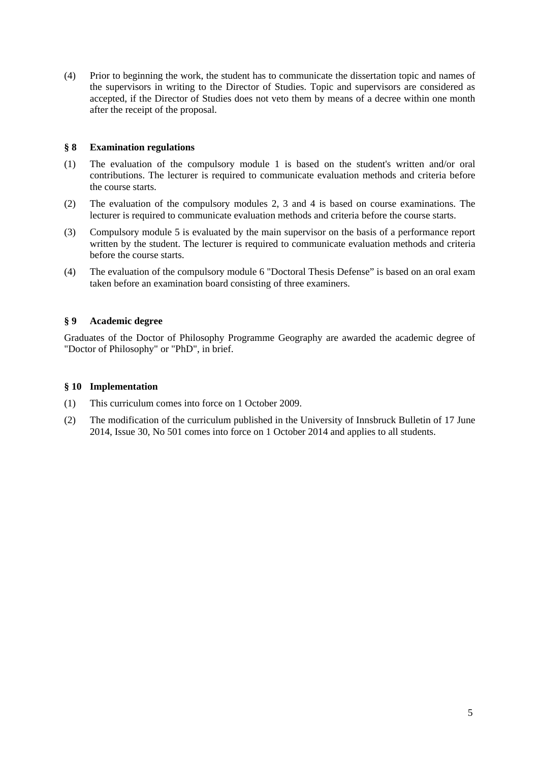(4) Prior to beginning the work, the student has to communicate the dissertation topic and names of the supervisors in writing to the Director of Studies. Topic and supervisors are considered as accepted, if the Director of Studies does not veto them by means of a decree within one month after the receipt of the proposal.

## § 8 Examination regulations

(1) The evaluation of the compulsory module 1 is based on the student's written and/or oral contributions. The lecturer is required to communicate evaluation methods and criteria before the course starts.

(2) The evaluation of the compulsory modules 2, 3 and 4 is based on course examinations. The lecturer is required to communicate evaluation methods and criteria before the course starts.

(3) Compulsory module 5 is evaluated by the main supervisor on the basis of a performance report written by the student. The lecturer is required to communicate evaluation methods and criteria before the course starts.

(4) The evaluation of the compulsory module 6 "Doctoral Thesis Defense" is based on an oral exam taken before an examination board consisting of three examiners.

## § 9 Academic degree

Graduates of the Doctor of Philosophy Programme Geography are awarded the academic degree of "Doctor of Philosophy" or "PhD", in brief.

## § 10 Implementation

(1) This curriculum comes into force on 1 October 2009.

(2) The modification of the curriculum published in the University of Innsbruck Bulletin of 17 June 2014, Issue 30, No 501 comes into force on 1 October 2014 and applies to all students.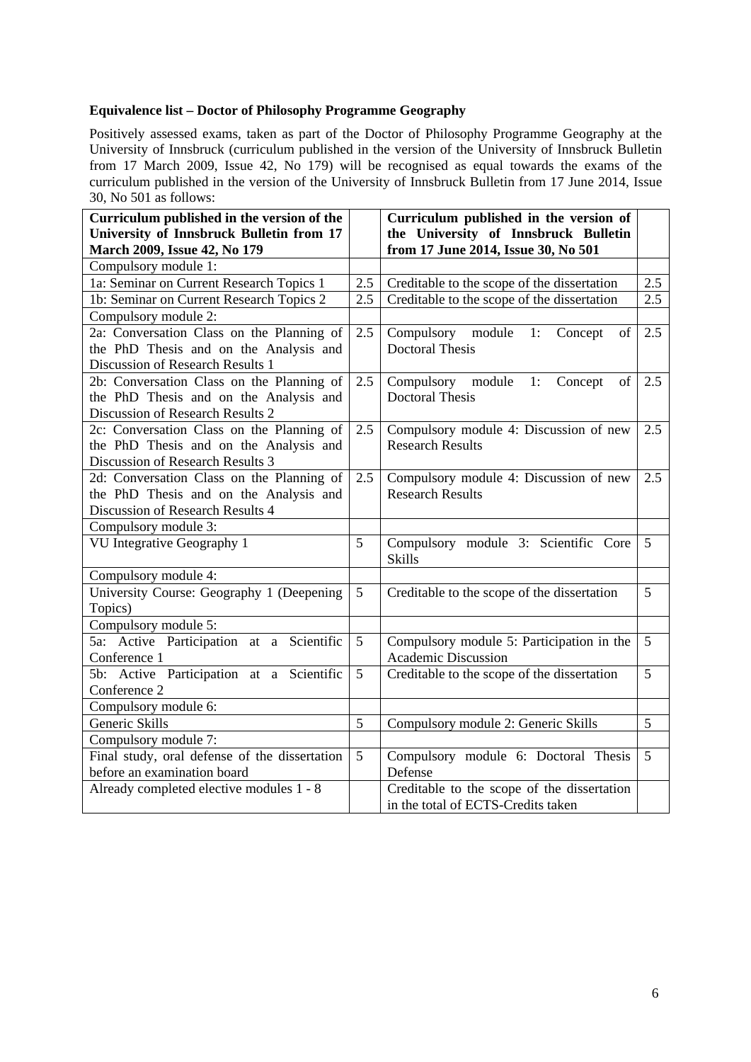**Equivalence list – Doctor of Philosophy Programme Geography**

Positively assessed exams, taken as part of the Doctor of Philosophy Programme Geography at the University of Innsbruck (curriculum published in the version of the University of Innsbruck Bulletin from 17 March 2009, Issue 42, No 179) will be recognised as equal towards the exams of the curriculum published in the version of the University of Innsbruck Bulletin from 17 June 2014, Issue 30, No 501 as follows:

| **Curriculum published in the version of the University of Innsbruck Bulletin from 17 March 2009, Issue 42, No 179** | | **Curriculum published in the version of the University of Innsbruck Bulletin from 17 June 2014, Issue 30, No 501** | |
|---|---|---|---|
| Compulsory module 1: | | | |
| 1a: Seminar on Current Research Topics 1 | 2.5 | Creditable to the scope of the dissertation | 2.5 |
| 1b: Seminar on Current Research Topics 2 | 2.5 | Creditable to the scope of the dissertation | 2.5 |
| Compulsory module 2: | | | |
| 2a: Conversation Class on the Planning of the PhD Thesis and on the Analysis and Discussion of Research Results 1 | 2.5 | Compulsory module 1: Concept of Doctoral Thesis | 2.5 |
| 2b: Conversation Class on the Planning of the PhD Thesis and on the Analysis and Discussion of Research Results 2 | 2.5 | Compulsory module 1: Concept of Doctoral Thesis | 2.5 |
| 2c: Conversation Class on the Planning of the PhD Thesis and on the Analysis and Discussion of Research Results 3 | 2.5 | Compulsory module 4: Discussion of new Research Results | 2.5 |
| 2d: Conversation Class on the Planning of the PhD Thesis and on the Analysis and Discussion of Research Results 4 | 2.5 | Compulsory module 4: Discussion of new Research Results | 2.5 |
| Compulsory module 3: | | | |
| VU Integrative Geography 1 | 5 | Compulsory module 3: Scientific Core Skills | 5 |
| Compulsory module 4: | | | |
| University Course: Geography 1 (Deepening Topics) | 5 | Creditable to the scope of the dissertation | 5 |
| Compulsory module 5: | | | |
| 5a: Active Participation at a Scientific Conference 1 | 5 | Compulsory module 5: Participation in the Academic Discussion | 5 |
| 5b: Active Participation at a Scientific Conference 2 | 5 | Creditable to the scope of the dissertation | 5 |
| Compulsory module 6: | | | |
| Generic Skills | 5 | Compulsory module 2: Generic Skills | 5 |
| Compulsory module 7: | | | |
| Final study, oral defense of the dissertation before an examination board | 5 | Compulsory module 6: Doctoral Thesis Defense | 5 |
| Already completed elective modules 1 - 8 | | Creditable to the scope of the dissertation in the total of ECTS-Credits taken | |